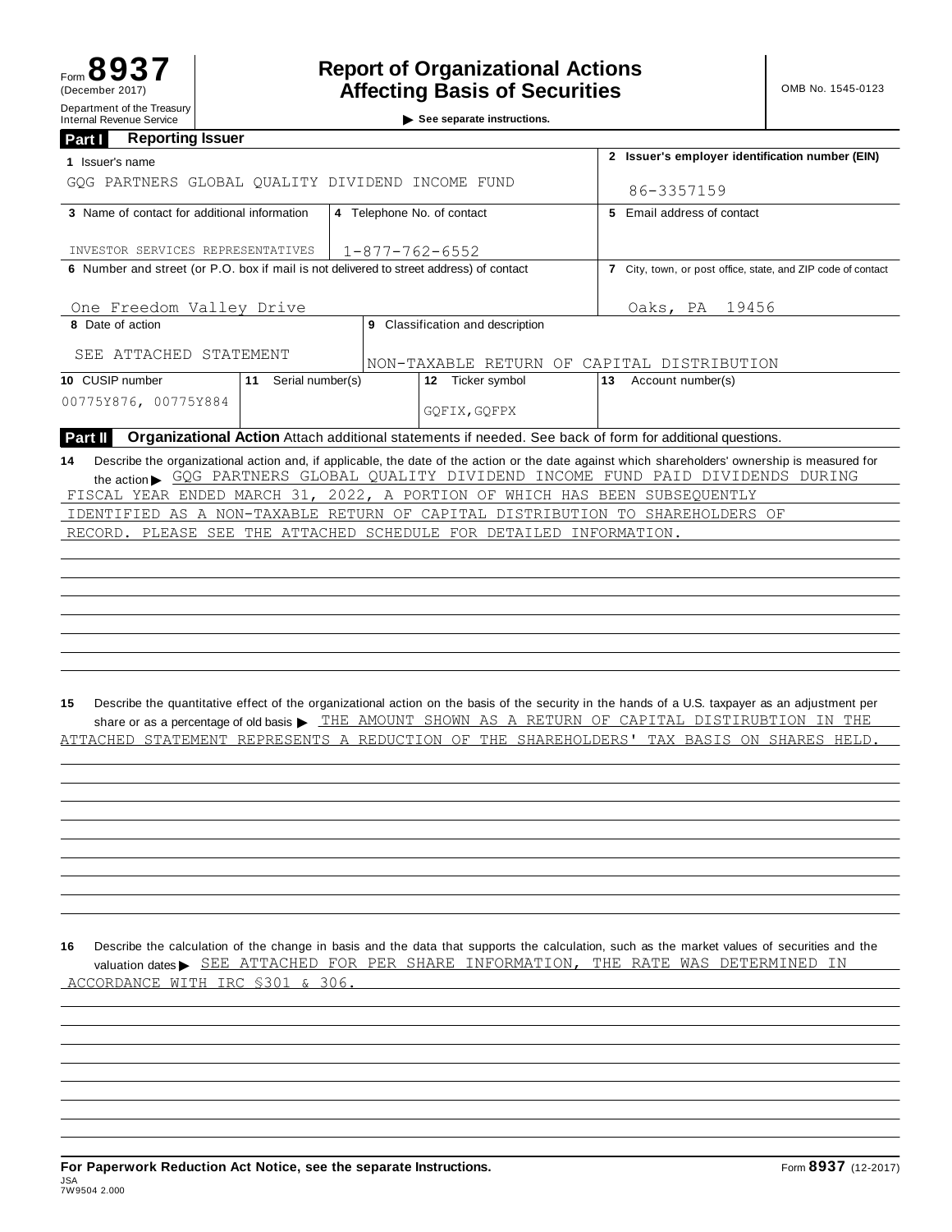Form **8937**
(December 2017)
Department of the Treasury
Internal Revenue Service

# Report of Organizational Actions Affecting Basis of Securities

▶ See separate instructions.

OMB No. 1545-0123

## Part I Reporting Issuer

| | | | |
|---|---|---|---|
| **1** Issuer's name<br>GQG PARTNERS GLOBAL QUALITY DIVIDEND INCOME FUND | | | **2** Issuer's employer identification number (EIN)<br>86-3357159 |
| **3** Name of contact for additional information<br>INVESTOR SERVICES REPRESENTATIVES | **4** Telephone No. of contact<br>1-877-762-6552 | | **5** Email address of contact |
| **6** Number and street (or P.O. box if mail is not delivered to street address) of contact<br>One Freedom Valley Drive | | | **7** City, town, or post office, state, and ZIP code of contact<br>Oaks, PA 19456 |
| **8** Date of action<br>SEE ATTACHED STATEMENT | **9** Classification and description<br>NON-TAXABLE RETURN OF CAPITAL DISTRIBUTION | | |
| **10** CUSIP number<br>00775Y876, 00775Y884 | **11** Serial number(s) | **12** Ticker symbol<br>GQFIX,GQFPX | **13** Account number(s) |

## Part II Organizational Action

Attach additional statements if needed. See back of form for additional questions.

**14** Describe the organizational action and, if applicable, the date of the action or the date against which shareholders' ownership is measured for the action ▶ GQG PARTNERS GLOBAL QUALITY DIVIDEND INCOME FUND PAID DIVIDENDS DURING FISCAL YEAR ENDED MARCH 31, 2022, A PORTION OF WHICH HAS BEEN SUBSEQUENTLY IDENTIFIED AS A NON-TAXABLE RETURN OF CAPITAL DISTRIBUTION TO SHAREHOLDERS OF RECORD. PLEASE SEE THE ATTACHED SCHEDULE FOR DETAILED INFORMATION.

**15** Describe the quantitative effect of the organizational action on the basis of the security in the hands of a U.S. taxpayer as an adjustment per share or as a percentage of old basis ▶ THE AMOUNT SHOWN AS A RETURN OF CAPITAL DISTIRUBTION IN THE ATTACHED STATEMENT REPRESENTS A REDUCTION OF THE SHAREHOLDERS' TAX BASIS ON SHARES HELD.

**16** Describe the calculation of the change in basis and the data that supports the calculation, such as the market values of securities and the valuation dates ▶ SEE ATTACHED FOR PER SHARE INFORMATION, THE RATE WAS DETERMINED IN ACCORDANCE WITH IRC §301 & 306.

**For Paperwork Reduction Act Notice, see the separate Instructions.**

Form **8937** (12-2017)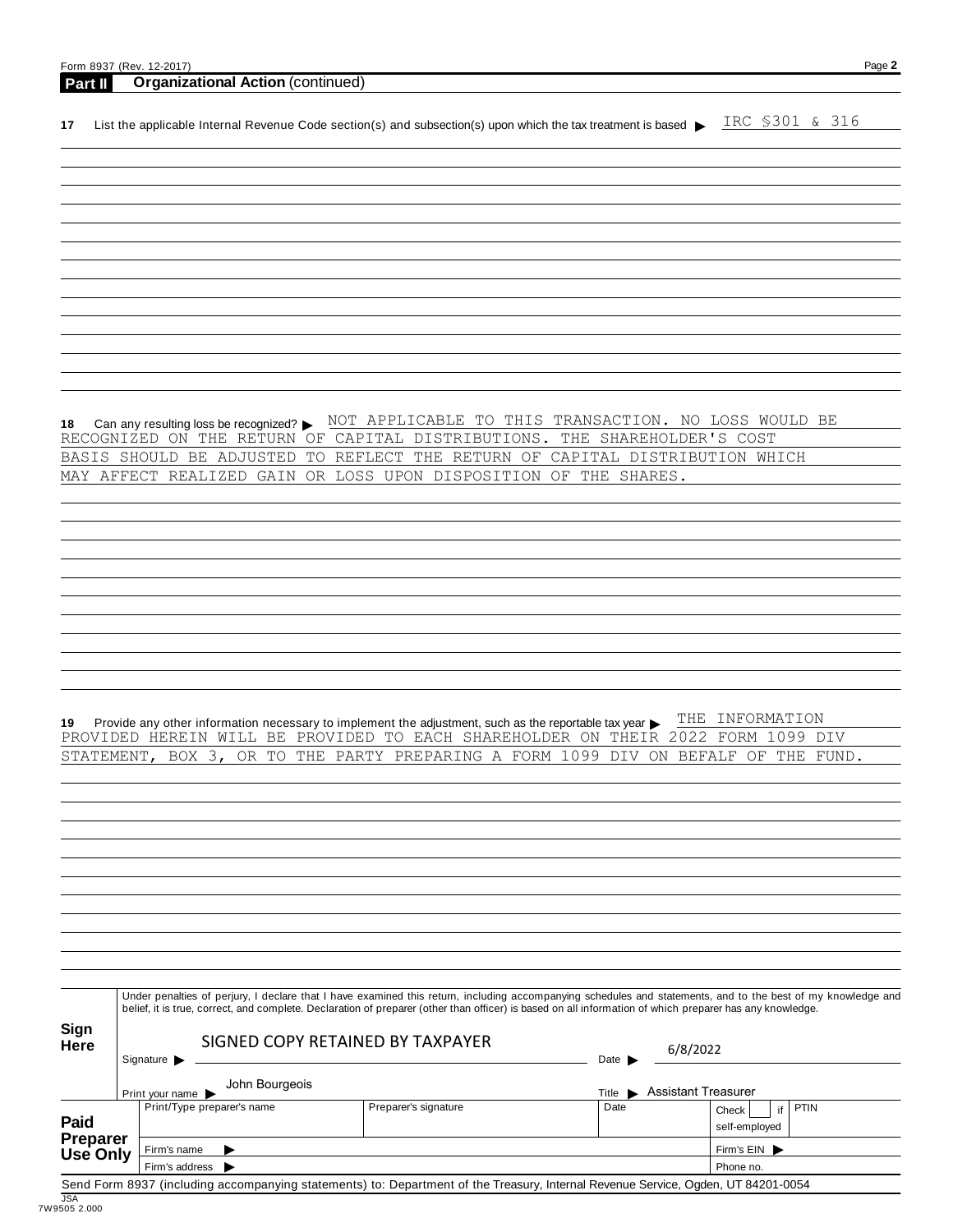Form 8937 (Rev. 12-2017)

## Part II Organizational Action (continued)

**17** List the applicable Internal Revenue Code section(s) and subsection(s) upon which the tax treatment is based ▶ IRC §301 & 316

**18** Can any resulting loss be recognized? ▶ NOT APPLICABLE TO THIS TRANSACTION. NO LOSS WOULD BE RECOGNIZED ON THE RETURN OF CAPITAL DISTRIBUTIONS. THE SHAREHOLDER'S COST BASIS SHOULD BE ADJUSTED TO REFLECT THE RETURN OF CAPITAL DISTRIBUTION WHICH MAY AFFECT REALIZED GAIN OR LOSS UPON DISPOSITION OF THE SHARES.

**19** Provide any other information necessary to implement the adjustment, such as the reportable tax year ▶ THE INFORMATION PROVIDED HEREIN WILL BE PROVIDED TO EACH SHAREHOLDER ON THEIR 2022 FORM 1099 DIV STATEMENT, BOX 3, OR TO THE PARTY PREPARING A FORM 1099 DIV ON BEFALF OF THE FUND.

**Sign Here**

Under penalties of perjury, I declare that I have examined this return, including accompanying schedules and statements, and to the best of my knowledge and belief, it is true, correct, and complete. Declaration of preparer (other than officer) is based on all information of which preparer has any knowledge.

Signature ▶ SIGNED COPY RETAINED BY TAXPAYER Date ▶ 6/8/2022

Print your name ▶ John Bourgeois Title ▶ Assistant Treasurer

**Paid Preparer Use Only**

| Print/Type preparer's name | Preparer's signature | Date | Check ☐ if self-employed | PTIN |
|---|---|---|---|---|
| | | | | |
| Firm's name ▶ | | | Firm's EIN ▶ | |
| Firm's address ▶ | | | Phone no. | |

Send Form 8937 (including accompanying statements) to: Department of the Treasury, Internal Revenue Service, Ogden, UT 84201-0054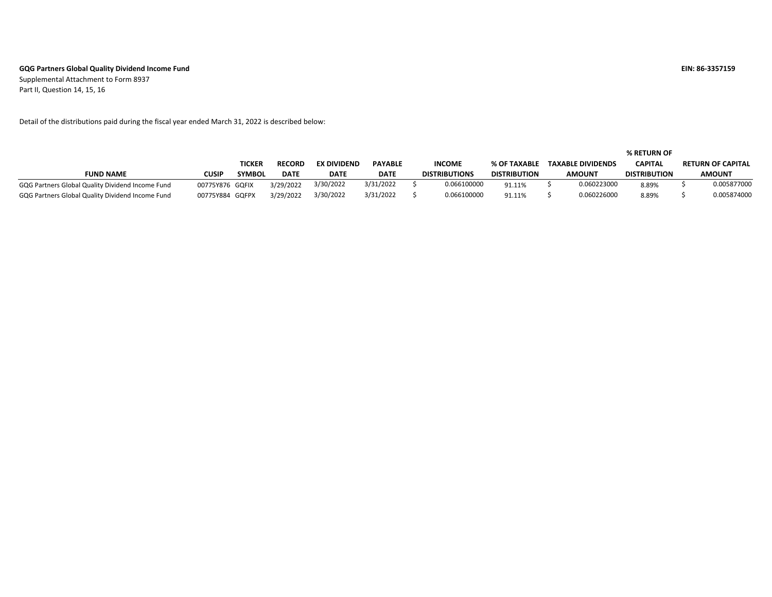**GQG Partners Global Quality Dividend Income Fund**

Supplemental Attachment to Form 8937

Part II, Question 14, 15, 16

**EIN: 86-3357159**

Detail of the distributions paid during the fiscal year ended March 31, 2022 is described below:

| FUND NAME | CUSIP | TICKER SYMBOL | RECORD DATE | EX DIVIDEND DATE | PAYABLE DATE | INCOME DISTRIBUTIONS | % OF TAXABLE DISTRIBUTION | TAXABLE DIVIDENDS AMOUNT | % RETURN OF CAPITAL DISTRIBUTION | RETURN OF CAPITAL AMOUNT |
|---|---|---|---|---|---|---|---|---|---|---|
| GQG Partners Global Quality Dividend Income Fund | 00775Y876 | GQFIX | 3/29/2022 | 3/30/2022 | 3/31/2022 | $ 0.066100000 | 91.11% | $ 0.060223000 | 8.89% | $ 0.005877000 |
| GQG Partners Global Quality Dividend Income Fund | 00775Y884 | GQFPX | 3/29/2022 | 3/30/2022 | 3/31/2022 | $ 0.066100000 | 91.11% | $ 0.060226000 | 8.89% | $ 0.005874000 |